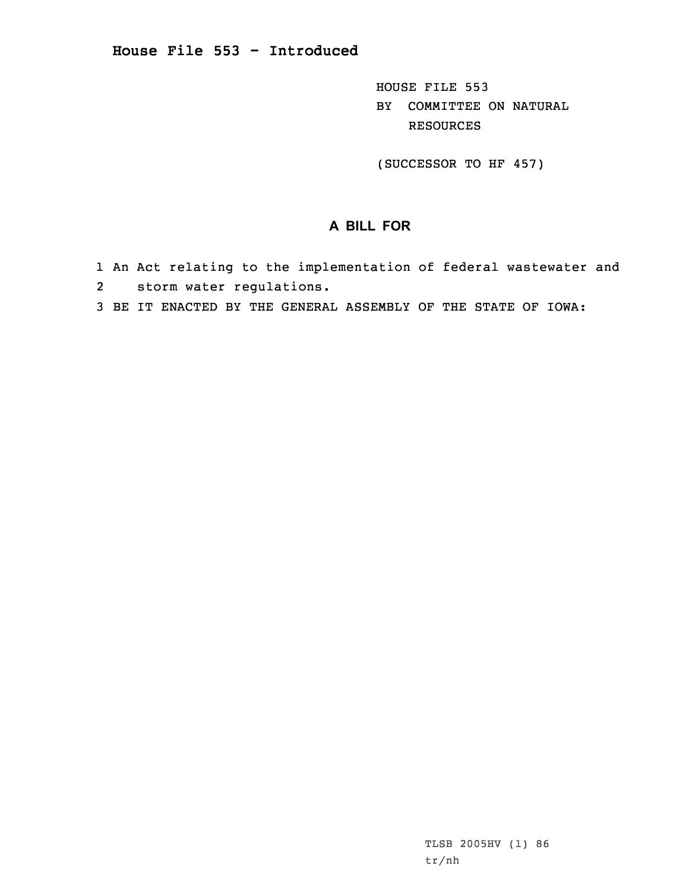# House File 553 - Introduced

HOUSE FILE 553
BY COMMITTEE ON NATURAL RESOURCES

(SUCCESSOR TO HF 457)

## A BILL FOR

1 An Act relating to the implementation of federal wastewater and
2 storm water regulations.
3 BE IT ENACTED BY THE GENERAL ASSEMBLY OF THE STATE OF IOWA:

TLSB 2005HV (1) 86
tr/nh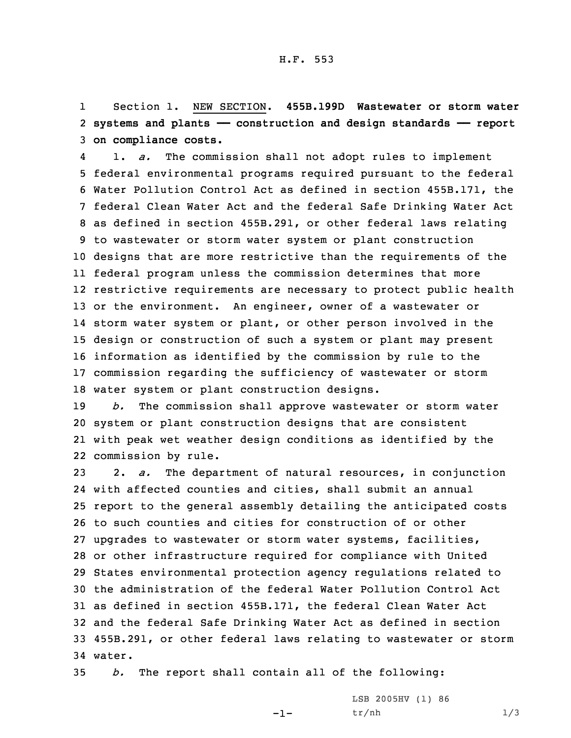Section 1. NEW SECTION. **455B.199D Wastewater or storm water systems and plants — construction and design standards — report on compliance costs.**

1. *a.* The commission shall not adopt rules to implement federal environmental programs required pursuant to the federal Water Pollution Control Act as defined in section 455B.171, the federal Clean Water Act and the federal Safe Drinking Water Act as defined in section 455B.291, or other federal laws relating to wastewater or storm water system or plant construction designs that are more restrictive than the requirements of the federal program unless the commission determines that more restrictive requirements are necessary to protect public health or the environment. An engineer, owner of a wastewater or storm water system or plant, or other person involved in the design or construction of such a system or plant may present information as identified by the commission by rule to the commission regarding the sufficiency of wastewater or storm water system or plant construction designs.

*b.* The commission shall approve wastewater or storm water system or plant construction designs that are consistent with peak wet weather design conditions as identified by the commission by rule.

2. *a.* The department of natural resources, in conjunction with affected counties and cities, shall submit an annual report to the general assembly detailing the anticipated costs to such counties and cities for construction of or other upgrades to wastewater or storm water systems, facilities, or other infrastructure required for compliance with United States environmental protection agency regulations related to the administration of the federal Water Pollution Control Act as defined in section 455B.171, the federal Clean Water Act and the federal Safe Drinking Water Act as defined in section 455B.291, or other federal laws relating to wastewater or storm water.

*b.* The report shall contain all of the following: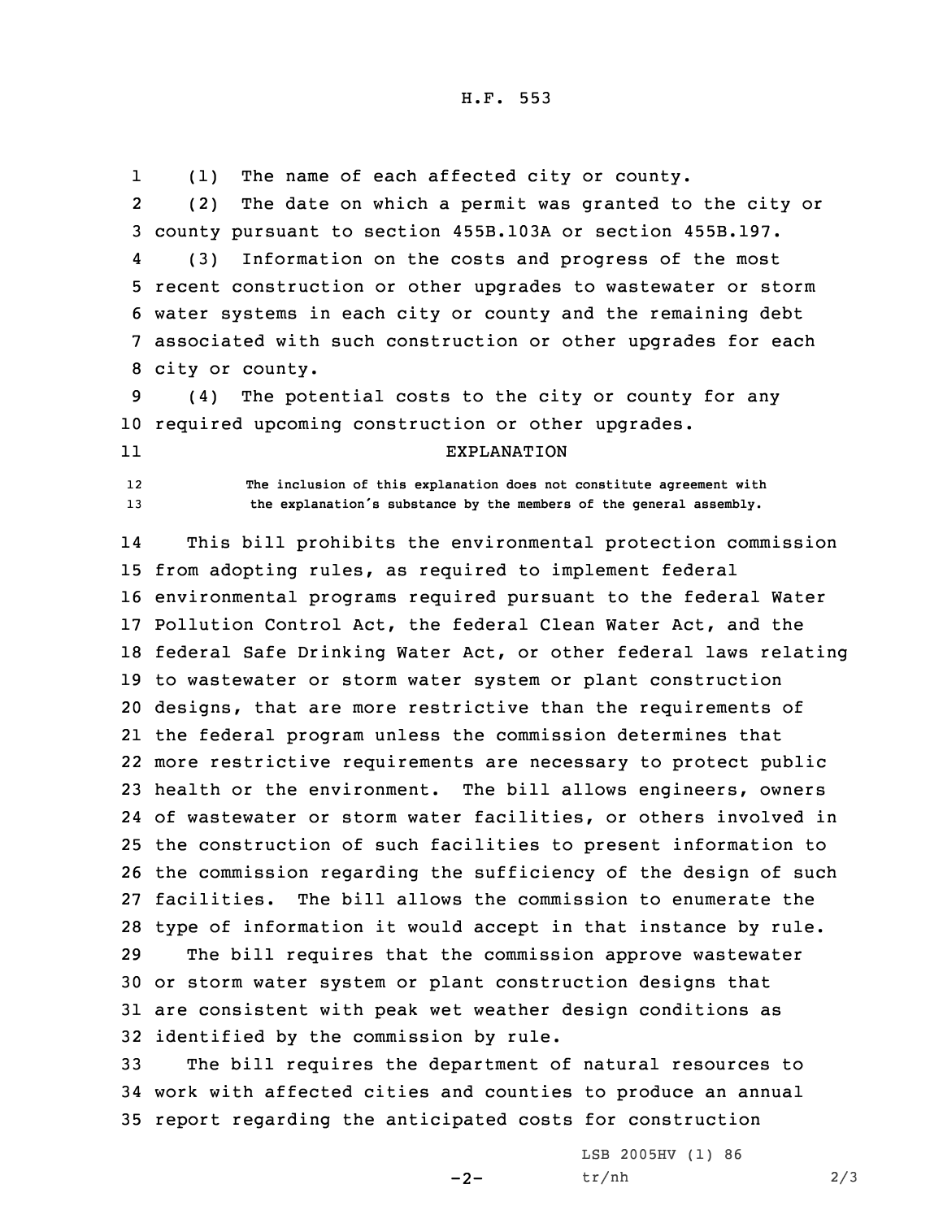(1) The name of each affected city or county.

(2) The date on which a permit was granted to the city or county pursuant to section 455B.103A or section 455B.197.

(3) Information on the costs and progress of the most recent construction or other upgrades to wastewater or storm water systems in each city or county and the remaining debt associated with such construction or other upgrades for each city or county.

(4) The potential costs to the city or county for any required upcoming construction or other upgrades.

EXPLANATION

The inclusion of this explanation does not constitute agreement with the explanation's substance by the members of the general assembly.

This bill prohibits the environmental protection commission from adopting rules, as required to implement federal environmental programs required pursuant to the federal Water Pollution Control Act, the federal Clean Water Act, and the federal Safe Drinking Water Act, or other federal laws relating to wastewater or storm water system or plant construction designs, that are more restrictive than the requirements of the federal program unless the commission determines that more restrictive requirements are necessary to protect public health or the environment. The bill allows engineers, owners of wastewater or storm water facilities, or others involved in the construction of such facilities to present information to the commission regarding the sufficiency of the design of such facilities. The bill allows the commission to enumerate the type of information it would accept in that instance by rule.

The bill requires that the commission approve wastewater or storm water system or plant construction designs that are consistent with peak wet weather design conditions as identified by the commission by rule.

The bill requires the department of natural resources to work with affected cities and counties to produce an annual report regarding the anticipated costs for construction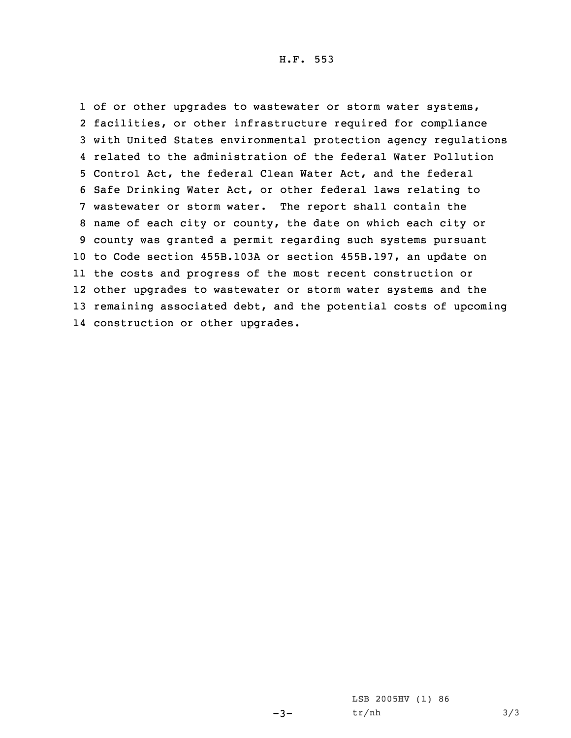of or other upgrades to wastewater or storm water systems, facilities, or other infrastructure required for compliance with United States environmental protection agency regulations related to the administration of the federal Water Pollution Control Act, the federal Clean Water Act, and the federal Safe Drinking Water Act, or other federal laws relating to wastewater or storm water. The report shall contain the name of each city or county, the date on which each city or county was granted a permit regarding such systems pursuant to Code section 455B.103A or section 455B.197, an update on the costs and progress of the most recent construction or other upgrades to wastewater or storm water systems and the remaining associated debt, and the potential costs of upcoming construction or other upgrades.

LSB 2005HV (1) 86
tr/nh